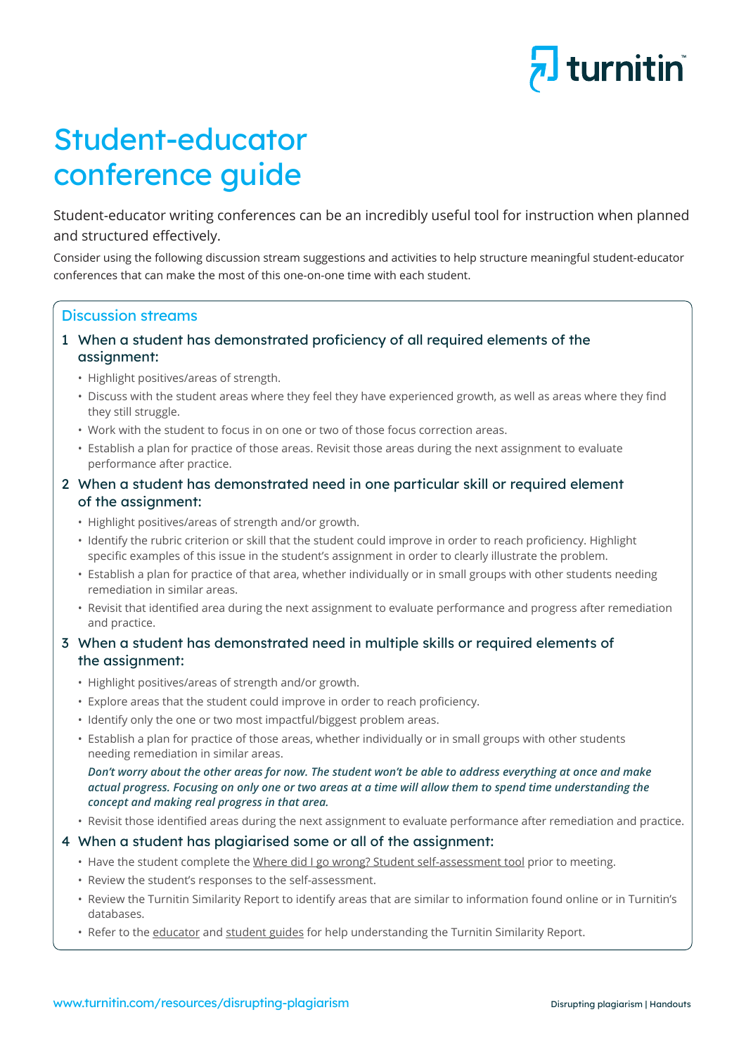# Student-educator conference guide

Student-educator writing conferences can be an incredibly useful tool for instruction when planned and structured effectively.

Consider using the following discussion stream suggestions and activities to help structure meaningful student-educator conferences that can make the most of this one-on-one time with each student.

## Discussion streams

### 1 When a student has demonstrated proficiency of all required elements of the assignment:

- Highlight positives/areas of strength.
- Discuss with the student areas where they feel they have experienced growth, as well as areas where they find they still struggle.
- Work with the student to focus in on one or two of those focus correction areas.
- Establish a plan for practice of those areas. Revisit those areas during the next assignment to evaluate performance after practice.

### 2 When a student has demonstrated need in one particular skill or required element of the assignment:

- Highlight positives/areas of strength and/or growth.
- Identify the rubric criterion or skill that the student could improve in order to reach proficiency. Highlight specific examples of this issue in the student's assignment in order to clearly illustrate the problem.
- Establish a plan for practice of that area, whether individually or in small groups with other students needing remediation in similar areas.
- Revisit that identified area during the next assignment to evaluate performance and progress after remediation and practice.

### 3 When a student has demonstrated need in multiple skills or required elements of the assignment:

- Highlight positives/areas of strength and/or growth.
- Explore areas that the student could improve in order to reach proficiency.
- Identify only the one or two most impactful/biggest problem areas.
- Establish a plan for practice of those areas, whether individually or in small groups with other students needing remediation in similar areas.

  ***Don't worry about the other areas for now. The student won't be able to address everything at once and make actual progress. Focusing on only one or two areas at a time will allow them to spend time understanding the concept and making real progress in that area.***

- Revisit those identified areas during the next assignment to evaluate performance after remediation and practice.

### 4 When a student has plagiarised some or all of the assignment:

- Have the student complete the Where did I go wrong? Student self-assessment tool prior to meeting.
- Review the student's responses to the self-assessment.
- Review the Turnitin Similarity Report to identify areas that are similar to information found online or in Turnitin's databases.
- Refer to the educator and student guides for help understanding the Turnitin Similarity Report.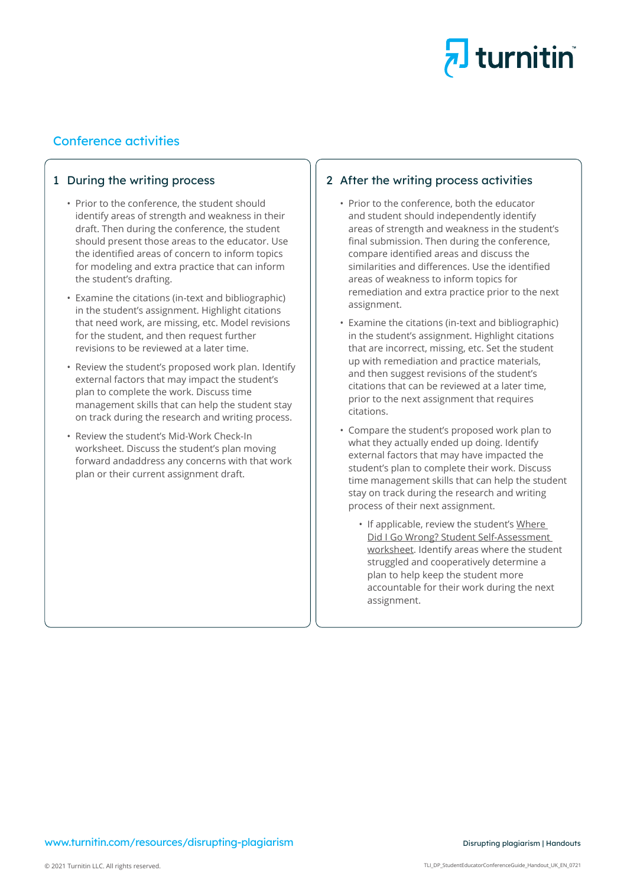## Conference activities

### 1 During the writing process

- Prior to the conference, the student should identify areas of strength and weakness in their draft. Then during the conference, the student should present those areas to the educator. Use the identified areas of concern to inform topics for modeling and extra practice that can inform the student's drafting.
- Examine the citations (in-text and bibliographic) in the student's assignment. Highlight citations that need work, are missing, etc. Model revisions for the student, and then request further revisions to be reviewed at a later time.
- Review the student's proposed work plan. Identify external factors that may impact the student's plan to complete the work. Discuss time management skills that can help the student stay on track during the research and writing process.
- Review the student's Mid-Work Check-In worksheet. Discuss the student's plan moving forward andaddress any concerns with that work plan or their current assignment draft.

### 2 After the writing process activities

- Prior to the conference, both the educator and student should independently identify areas of strength and weakness in the student's final submission. Then during the conference, compare identified areas and discuss the similarities and differences. Use the identified areas of weakness to inform topics for remediation and extra practice prior to the next assignment.
- Examine the citations (in-text and bibliographic) in the student's assignment. Highlight citations that are incorrect, missing, etc. Set the student up with remediation and practice materials, and then suggest revisions of the student's citations that can be reviewed at a later time, prior to the next assignment that requires citations.
- Compare the student's proposed work plan to what they actually ended up doing. Identify external factors that may have impacted the student's plan to complete their work. Discuss time management skills that can help the student stay on track during the research and writing process of their next assignment.
  - If applicable, review the student's Where Did I Go Wrong? Student Self-Assessment worksheet. Identify areas where the student struggled and cooperatively determine a plan to help keep the student more accountable for their work during the next assignment.

www.turnitin.com/resources/disrupting-plagiarism

© 2021 Turnitin LLC. All rights reserved.